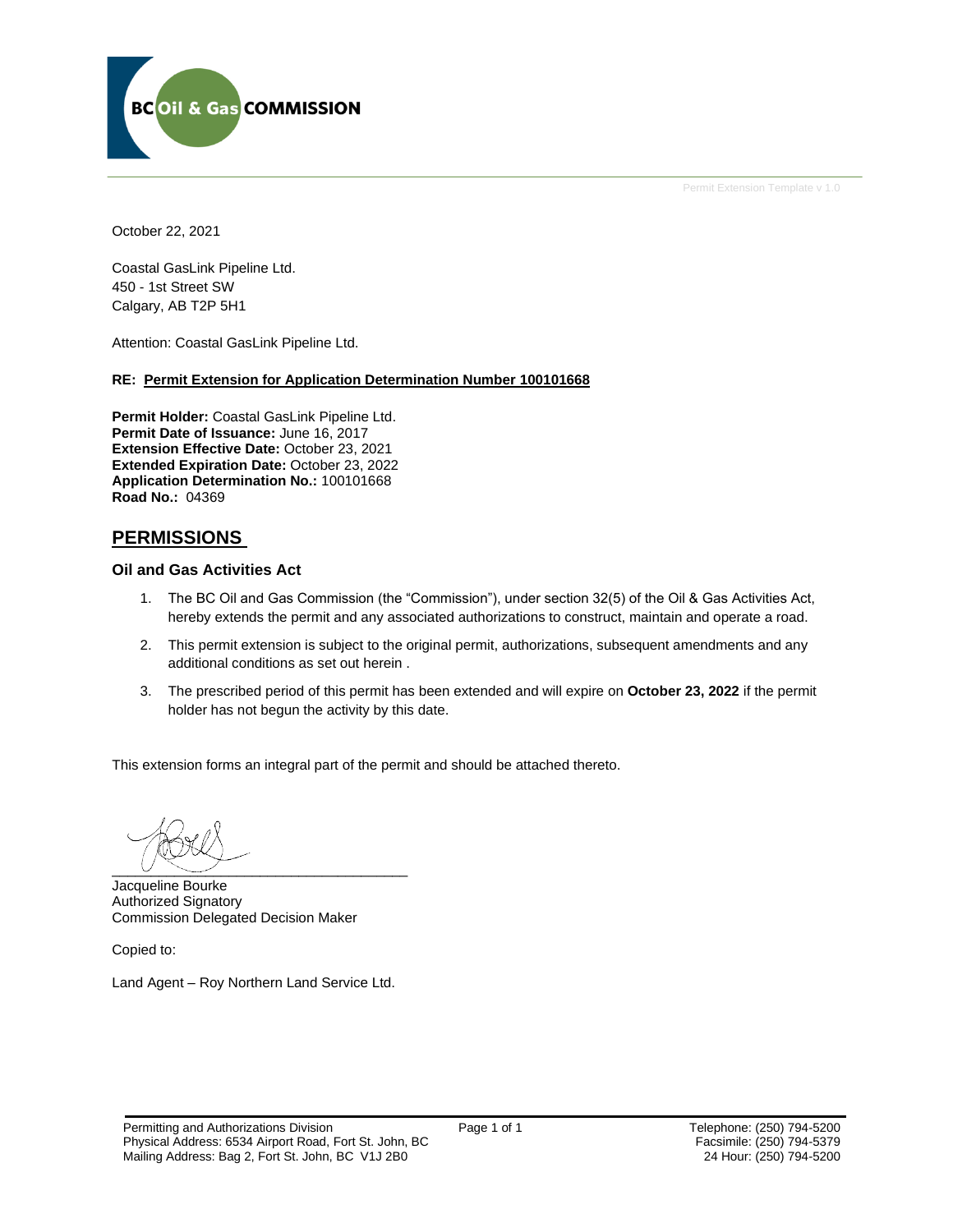October 22, 2021

Coastal GasLink Pipeline Ltd.
450 - 1st Street SW
Calgary, AB T2P 5H1

Attention: Coastal GasLink Pipeline Ltd.

**RE: Permit Extension for Application Determination Number 100101668**

**Permit Holder:** Coastal GasLink Pipeline Ltd.
**Permit Date of Issuance:** June 16, 2017
**Extension Effective Date:** October 23, 2021
**Extended Expiration Date:** October 23, 2022
**Application Determination No.:** 100101668
**Road No.:** 04369

## PERMISSIONS

### Oil and Gas Activities Act

1. The BC Oil and Gas Commission (the "Commission"), under section 32(5) of the Oil & Gas Activities Act, hereby extends the permit and any associated authorizations to construct, maintain and operate a road.
2. This permit extension is subject to the original permit, authorizations, subsequent amendments and any additional conditions as set out herein .
3. The prescribed period of this permit has been extended and will expire on **October 23, 2022** if the permit holder has not begun the activity by this date.

This extension forms an integral part of the permit and should be attached thereto.

Jacqueline Bourke
Authorized Signatory
Commission Delegated Decision Maker

Copied to:

Land Agent – Roy Northern Land Service Ltd.

Permitting and Authorizations Division
Physical Address: 6534 Airport Road, Fort St. John, BC
Mailing Address: Bag 2, Fort St. John, BC V1J 2B0

Telephone: (250) 794-5200
Facsimile: (250) 794-5379
24 Hour: (250) 794-5200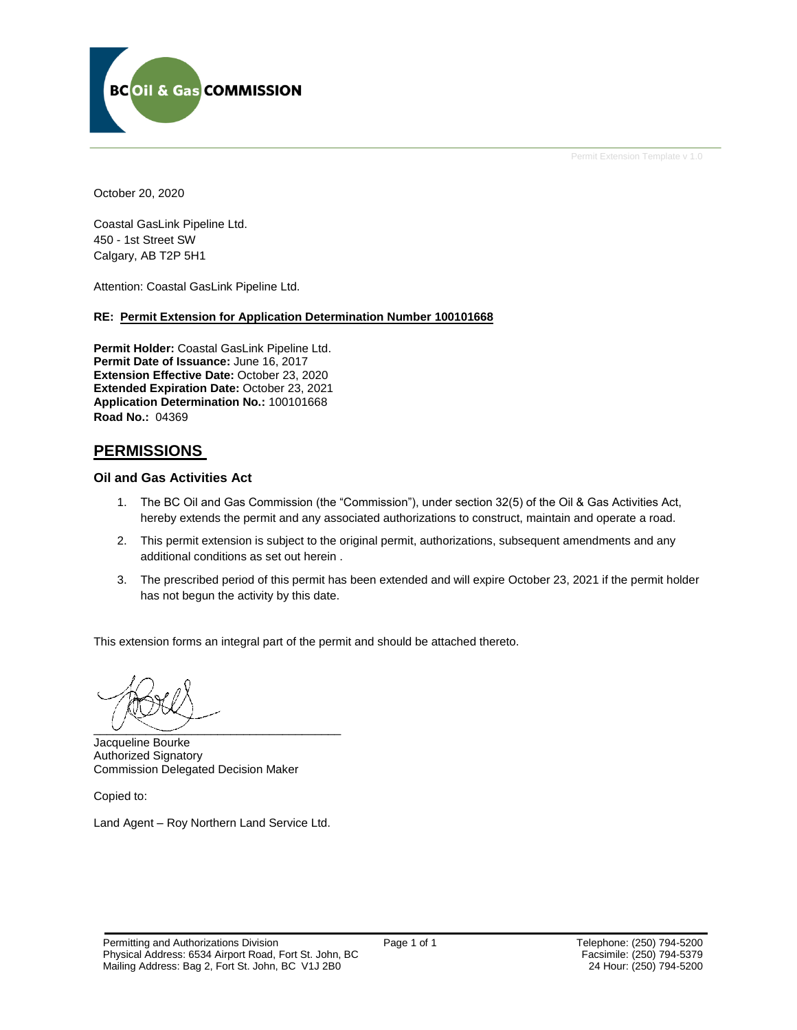October 20, 2020

Coastal GasLink Pipeline Ltd.
450 - 1st Street SW
Calgary, AB T2P 5H1

Attention: Coastal GasLink Pipeline Ltd.

**RE: Permit Extension for Application Determination Number 100101668**

**Permit Holder:** Coastal GasLink Pipeline Ltd.
**Permit Date of Issuance:** June 16, 2017
**Extension Effective Date:** October 23, 2020
**Extended Expiration Date:** October 23, 2021
**Application Determination No.:** 100101668
**Road No.:** 04369

## PERMISSIONS

### Oil and Gas Activities Act

1. The BC Oil and Gas Commission (the "Commission"), under section 32(5) of the Oil & Gas Activities Act, hereby extends the permit and any associated authorizations to construct, maintain and operate a road.
2. This permit extension is subject to the original permit, authorizations, subsequent amendments and any additional conditions as set out herein .
3. The prescribed period of this permit has been extended and will expire October 23, 2021 if the permit holder has not begun the activity by this date.

This extension forms an integral part of the permit and should be attached thereto.

_________________________________
Jacqueline Bourke
Authorized Signatory
Commission Delegated Decision Maker

Copied to:

Land Agent – Roy Northern Land Service Ltd.

Permitting and Authorizations Division
Physical Address: 6534 Airport Road, Fort St. John, BC
Mailing Address: Bag 2, Fort St. John, BC V1J 2B0

Telephone: (250) 794-5200
Facsimile: (250) 794-5379
24 Hour: (250) 794-5200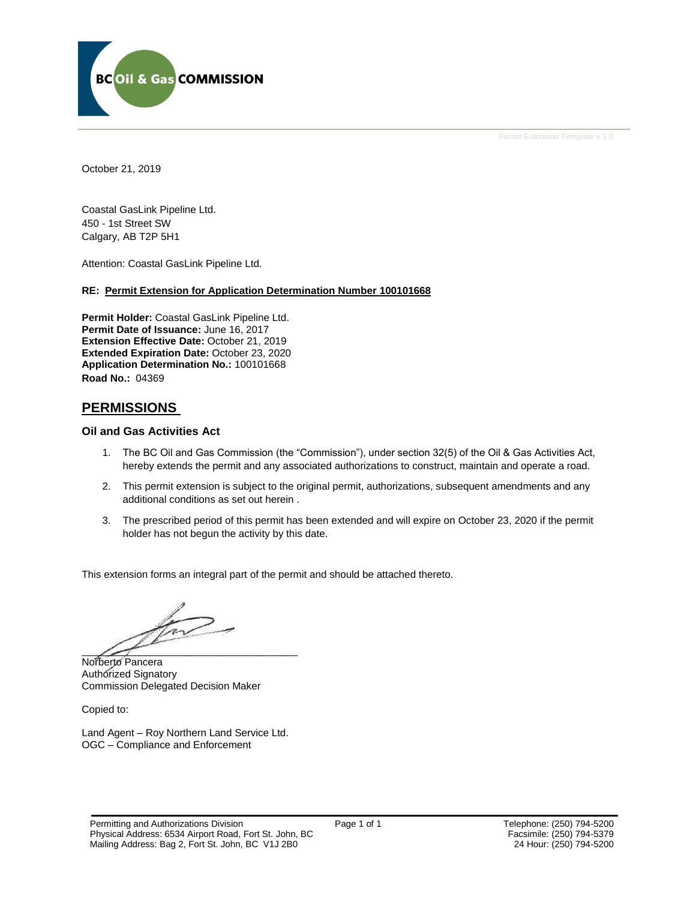BC Oil & Gas COMMISSION

Permit Extension Template v 1.0

October 21, 2019

Coastal GasLink Pipeline Ltd.
450 - 1st Street SW
Calgary, AB T2P 5H1

Attention: Coastal GasLink Pipeline Ltd.

**RE: Permit Extension for Application Determination Number 100101668**

**Permit Holder:** Coastal GasLink Pipeline Ltd.
**Permit Date of Issuance:** June 16, 2017
**Extension Effective Date:** October 21, 2019
**Extended Expiration Date:** October 23, 2020
**Application Determination No.:** 100101668
**Road No.:** 04369

## PERMISSIONS

### Oil and Gas Activities Act

1. The BC Oil and Gas Commission (the "Commission"), under section 32(5) of the Oil & Gas Activities Act, hereby extends the permit and any associated authorizations to construct, maintain and operate a road.
2. This permit extension is subject to the original permit, authorizations, subsequent amendments and any additional conditions as set out herein .
3. The prescribed period of this permit has been extended and will expire on October 23, 2020 if the permit holder has not begun the activity by this date.

This extension forms an integral part of the permit and should be attached thereto.

Norberto Pancera
Authorized Signatory
Commission Delegated Decision Maker

Copied to:

Land Agent – Roy Northern Land Service Ltd.
OGC – Compliance and Enforcement

Permitting and Authorizations Division
Physical Address: 6534 Airport Road, Fort St. John, BC
Mailing Address: Bag 2, Fort St. John, BC V1J 2B0

Telephone: (250) 794-5200
Facsimile: (250) 794-5379
24 Hour: (250) 794-5200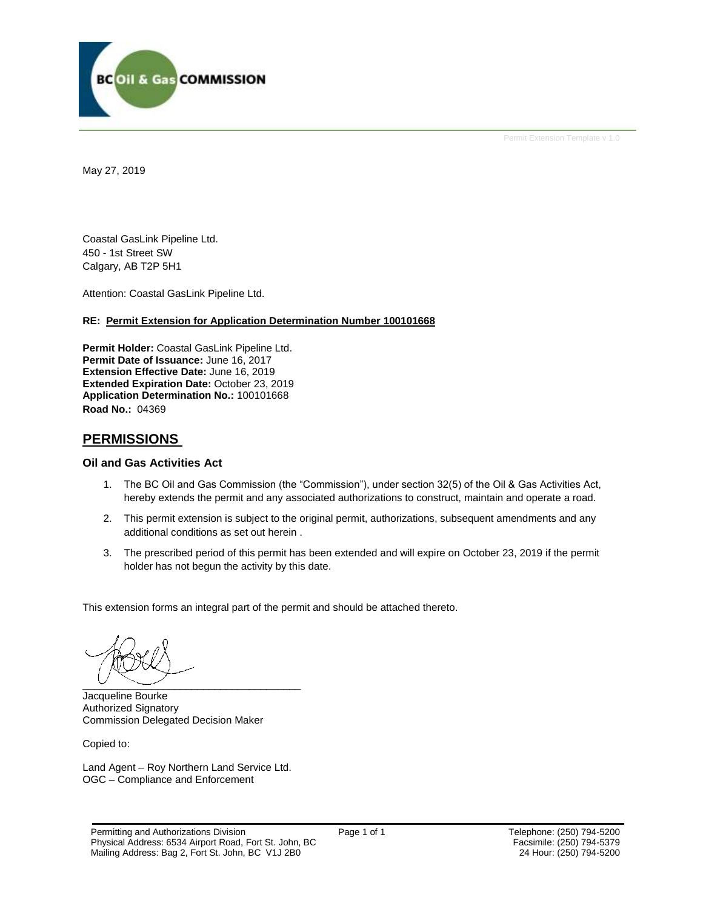Permit Extension Template v 1.0

May 27, 2019

Coastal GasLink Pipeline Ltd.
450 - 1st Street SW
Calgary, AB T2P 5H1

Attention: Coastal GasLink Pipeline Ltd.

**RE: Permit Extension for Application Determination Number 100101668**

**Permit Holder:** Coastal GasLink Pipeline Ltd.
**Permit Date of Issuance:** June 16, 2017
**Extension Effective Date:** June 16, 2019
**Extended Expiration Date:** October 23, 2019
**Application Determination No.:** 100101668
**Road No.:** 04369

## PERMISSIONS

### Oil and Gas Activities Act

1. The BC Oil and Gas Commission (the "Commission"), under section 32(5) of the Oil & Gas Activities Act, hereby extends the permit and any associated authorizations to construct, maintain and operate a road.
2. This permit extension is subject to the original permit, authorizations, subsequent amendments and any additional conditions as set out herein .
3. The prescribed period of this permit has been extended and will expire on October 23, 2019 if the permit holder has not begun the activity by this date.

This extension forms an integral part of the permit and should be attached thereto.

Jacqueline Bourke
Authorized Signatory
Commission Delegated Decision Maker

Copied to:

Land Agent – Roy Northern Land Service Ltd.
OGC – Compliance and Enforcement

Permitting and Authorizations Division
Physical Address: 6534 Airport Road, Fort St. John, BC
Mailing Address: Bag 2, Fort St. John, BC V1J 2B0

Telephone: (250) 794-5200
Facsimile: (250) 794-5379
24 Hour: (250) 794-5200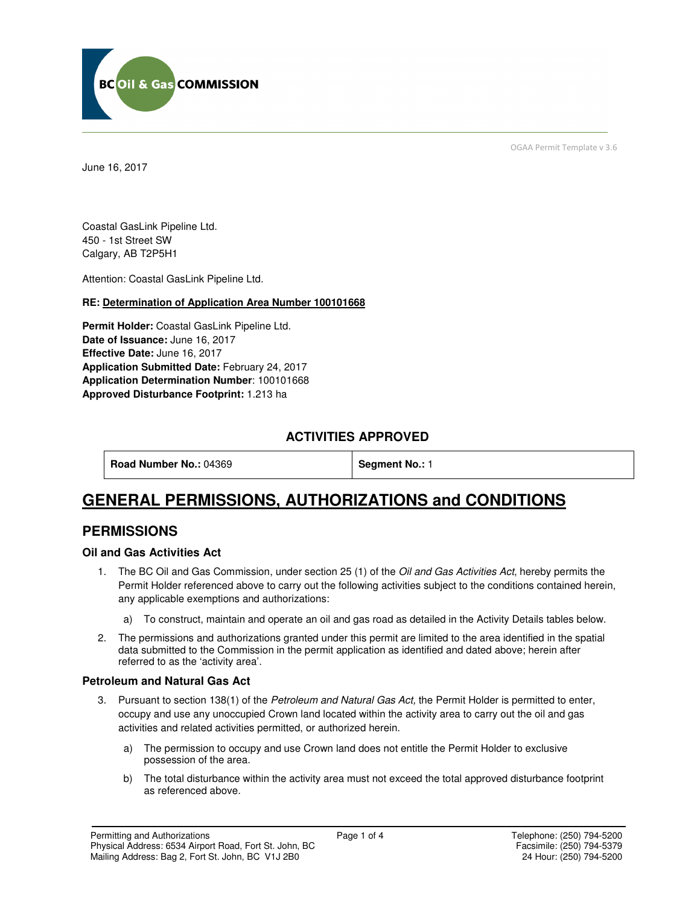OGAA Permit Template v 3.6

June 16, 2017

Coastal GasLink Pipeline Ltd.
450 - 1st Street SW
Calgary, AB T2P5H1

Attention: Coastal GasLink Pipeline Ltd.

**RE: Determination of Application Area Number 100101668**

**Permit Holder:** Coastal GasLink Pipeline Ltd.
**Date of Issuance:** June 16, 2017
**Effective Date:** June 16, 2017
**Application Submitted Date:** February 24, 2017
**Application Determination Number**: 100101668
**Approved Disturbance Footprint:** 1.213 ha

### ACTIVITIES APPROVED

| **Road Number No.:** 04369 | **Segment No.:** 1 |
|---|---|

# GENERAL PERMISSIONS, AUTHORIZATIONS and CONDITIONS

## PERMISSIONS

### Oil and Gas Activities Act

1. The BC Oil and Gas Commission, under section 25 (1) of the *Oil and Gas Activities Act*, hereby permits the Permit Holder referenced above to carry out the following activities subject to the conditions contained herein, any applicable exemptions and authorizations:
   a) To construct, maintain and operate an oil and gas road as detailed in the Activity Details tables below.
2. The permissions and authorizations granted under this permit are limited to the area identified in the spatial data submitted to the Commission in the permit application as identified and dated above; herein after referred to as the 'activity area'.

### Petroleum and Natural Gas Act

3. Pursuant to section 138(1) of the *Petroleum and Natural Gas Act,* the Permit Holder is permitted to enter, occupy and use any unoccupied Crown land located within the activity area to carry out the oil and gas activities and related activities permitted, or authorized herein.
   a) The permission to occupy and use Crown land does not entitle the Permit Holder to exclusive possession of the area.
   b) The total disturbance within the activity area must not exceed the total approved disturbance footprint as referenced above.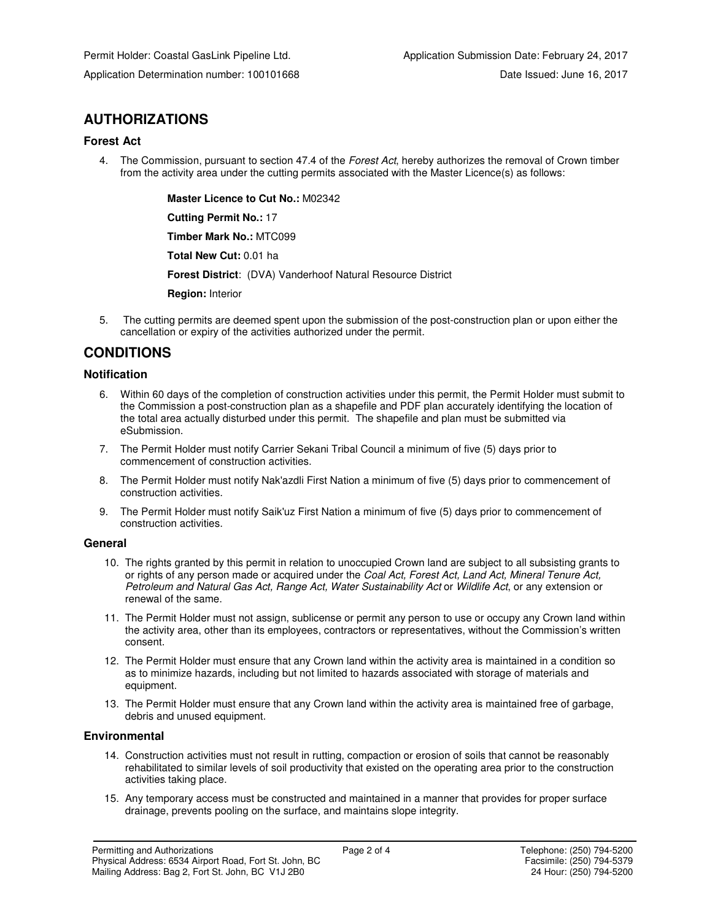Permit Holder: Coastal GasLink Pipeline Ltd.
Application Submission Date: February 24, 2017

Application Determination number: 100101668
Date Issued: June 16, 2017

## AUTHORIZATIONS

### Forest Act

4. The Commission, pursuant to section 47.4 of the *Forest Act*, hereby authorizes the removal of Crown timber from the activity area under the cutting permits associated with the Master Licence(s) as follows:

   **Master Licence to Cut No.:** M02342

   **Cutting Permit No.:** 17

   **Timber Mark No.:** MTC099

   **Total New Cut:** 0.01 ha

   **Forest District**: (DVA) Vanderhoof Natural Resource District

   **Region:** Interior

5. The cutting permits are deemed spent upon the submission of the post-construction plan or upon either the cancellation or expiry of the activities authorized under the permit.

## CONDITIONS

### Notification

6. Within 60 days of the completion of construction activities under this permit, the Permit Holder must submit to the Commission a post-construction plan as a shapefile and PDF plan accurately identifying the location of the total area actually disturbed under this permit. The shapefile and plan must be submitted via eSubmission.
7. The Permit Holder must notify Carrier Sekani Tribal Council a minimum of five (5) days prior to commencement of construction activities.
8. The Permit Holder must notify Nak'azdli First Nation a minimum of five (5) days prior to commencement of construction activities.
9. The Permit Holder must notify Saik'uz First Nation a minimum of five (5) days prior to commencement of construction activities.

### General

10. The rights granted by this permit in relation to unoccupied Crown land are subject to all subsisting grants to or rights of any person made or acquired under the *Coal Act, Forest Act, Land Act, Mineral Tenure Act, Petroleum and Natural Gas Act, Range Act, Water Sustainability Act* or *Wildlife Act*, or any extension or renewal of the same.
11. The Permit Holder must not assign, sublicense or permit any person to use or occupy any Crown land within the activity area, other than its employees, contractors or representatives, without the Commission's written consent.
12. The Permit Holder must ensure that any Crown land within the activity area is maintained in a condition so as to minimize hazards, including but not limited to hazards associated with storage of materials and equipment.
13. The Permit Holder must ensure that any Crown land within the activity area is maintained free of garbage, debris and unused equipment.

### Environmental

14. Construction activities must not result in rutting, compaction or erosion of soils that cannot be reasonably rehabilitated to similar levels of soil productivity that existed on the operating area prior to the construction activities taking place.
15. Any temporary access must be constructed and maintained in a manner that provides for proper surface drainage, prevents pooling on the surface, and maintains slope integrity.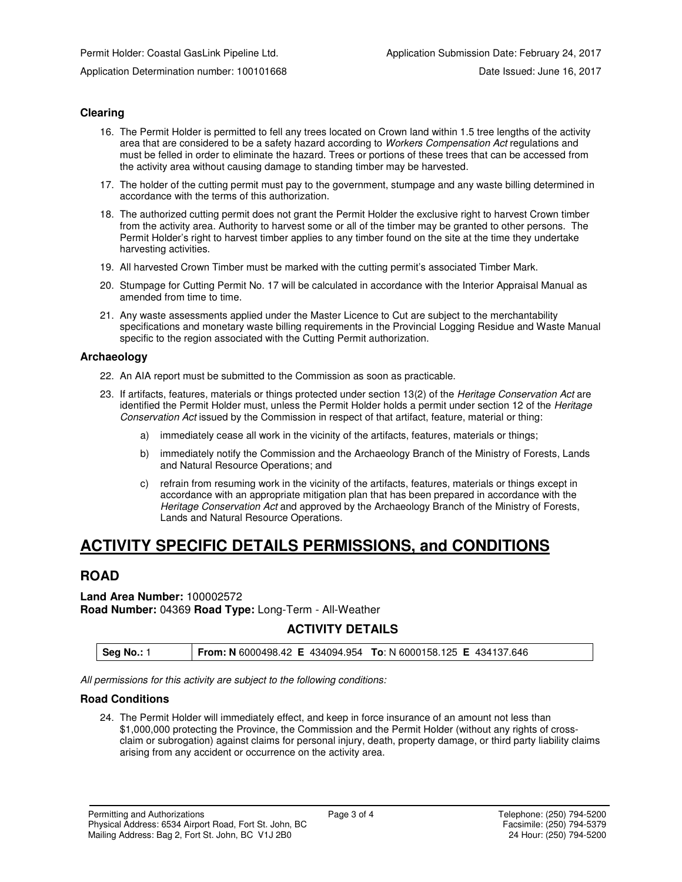Permit Holder: Coastal GasLink Pipeline Ltd. Application Submission Date: February 24, 2017

Application Determination number: 100101668 Date Issued: June 16, 2017

### Clearing

16. The Permit Holder is permitted to fell any trees located on Crown land within 1.5 tree lengths of the activity area that are considered to be a safety hazard according to *Workers Compensation Act* regulations and must be felled in order to eliminate the hazard. Trees or portions of these trees that can be accessed from the activity area without causing damage to standing timber may be harvested.
17. The holder of the cutting permit must pay to the government, stumpage and any waste billing determined in accordance with the terms of this authorization.
18. The authorized cutting permit does not grant the Permit Holder the exclusive right to harvest Crown timber from the activity area. Authority to harvest some or all of the timber may be granted to other persons. The Permit Holder's right to harvest timber applies to any timber found on the site at the time they undertake harvesting activities.
19. All harvested Crown Timber must be marked with the cutting permit's associated Timber Mark.
20. Stumpage for Cutting Permit No. 17 will be calculated in accordance with the Interior Appraisal Manual as amended from time to time.
21. Any waste assessments applied under the Master Licence to Cut are subject to the merchantability specifications and monetary waste billing requirements in the Provincial Logging Residue and Waste Manual specific to the region associated with the Cutting Permit authorization.

### Archaeology

22. An AIA report must be submitted to the Commission as soon as practicable.
23. If artifacts, features, materials or things protected under section 13(2) of the *Heritage Conservation Act* are identified the Permit Holder must, unless the Permit Holder holds a permit under section 12 of the *Heritage Conservation Act* issued by the Commission in respect of that artifact, feature, material or thing:
    a) immediately cease all work in the vicinity of the artifacts, features, materials or things;
    b) immediately notify the Commission and the Archaeology Branch of the Ministry of Forests, Lands and Natural Resource Operations; and
    c) refrain from resuming work in the vicinity of the artifacts, features, materials or things except in accordance with an appropriate mitigation plan that has been prepared in accordance with the *Heritage Conservation Act* and approved by the Archaeology Branch of the Ministry of Forests, Lands and Natural Resource Operations.

# ACTIVITY SPECIFIC DETAILS PERMISSIONS, and CONDITIONS

## ROAD

**Land Area Number:** 100002572
**Road Number:** 04369 **Road Type:** Long-Term - All-Weather

### ACTIVITY DETAILS

| Seg No.: 1 | From: N 6000498.42 E 434094.954 To: N 6000158.125 E 434137.646 |
|---|---|

*All permissions for this activity are subject to the following conditions:*

### Road Conditions

24. The Permit Holder will immediately effect, and keep in force insurance of an amount not less than $1,000,000 protecting the Province, the Commission and the Permit Holder (without any rights of cross-claim or subrogation) against claims for personal injury, death, property damage, or third party liability claims arising from any accident or occurrence on the activity area.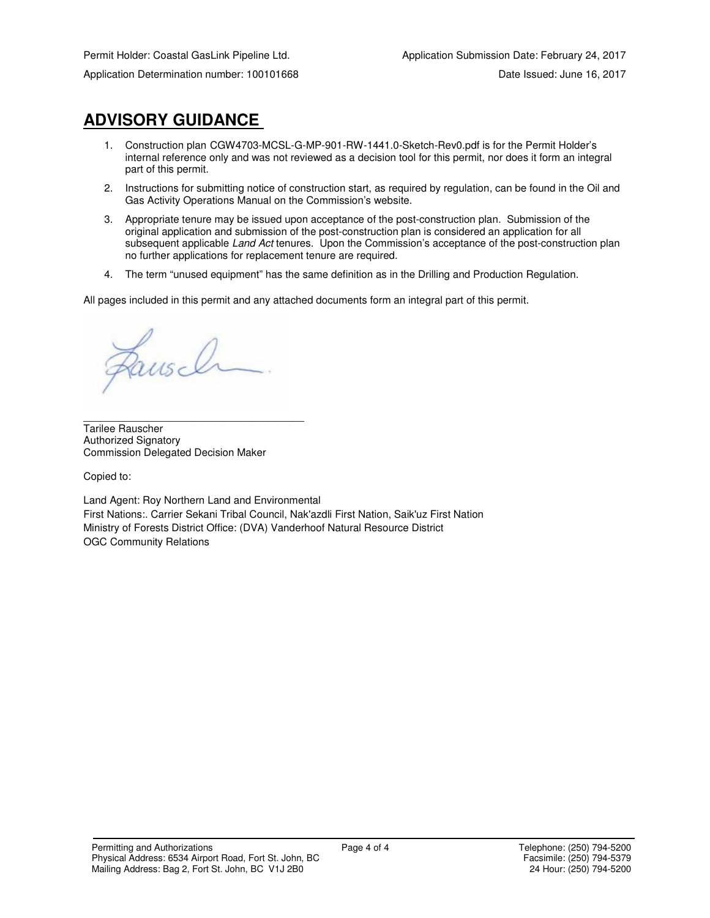## ADVISORY GUIDANCE

1. Construction plan CGW4703-MCSL-G-MP-901-RW-1441.0-Sketch-Rev0.pdf is for the Permit Holder's internal reference only and was not reviewed as a decision tool for this permit, nor does it form an integral part of this permit.
2. Instructions for submitting notice of construction start, as required by regulation, can be found in the Oil and Gas Activity Operations Manual on the Commission's website.
3. Appropriate tenure may be issued upon acceptance of the post-construction plan. Submission of the original application and submission of the post-construction plan is considered an application for all subsequent applicable *Land Act* tenures. Upon the Commission's acceptance of the post-construction plan no further applications for replacement tenure are required.
4. The term "unused equipment" has the same definition as in the Drilling and Production Regulation.

All pages included in this permit and any attached documents form an integral part of this permit.

Tarilee Rauscher
Authorized Signatory
Commission Delegated Decision Maker

Copied to:

Land Agent: Roy Northern Land and Environmental
First Nations:. Carrier Sekani Tribal Council, Nak'azdli First Nation, Saik'uz First Nation
Ministry of Forests District Office: (DVA) Vanderhoof Natural Resource District
OGC Community Relations